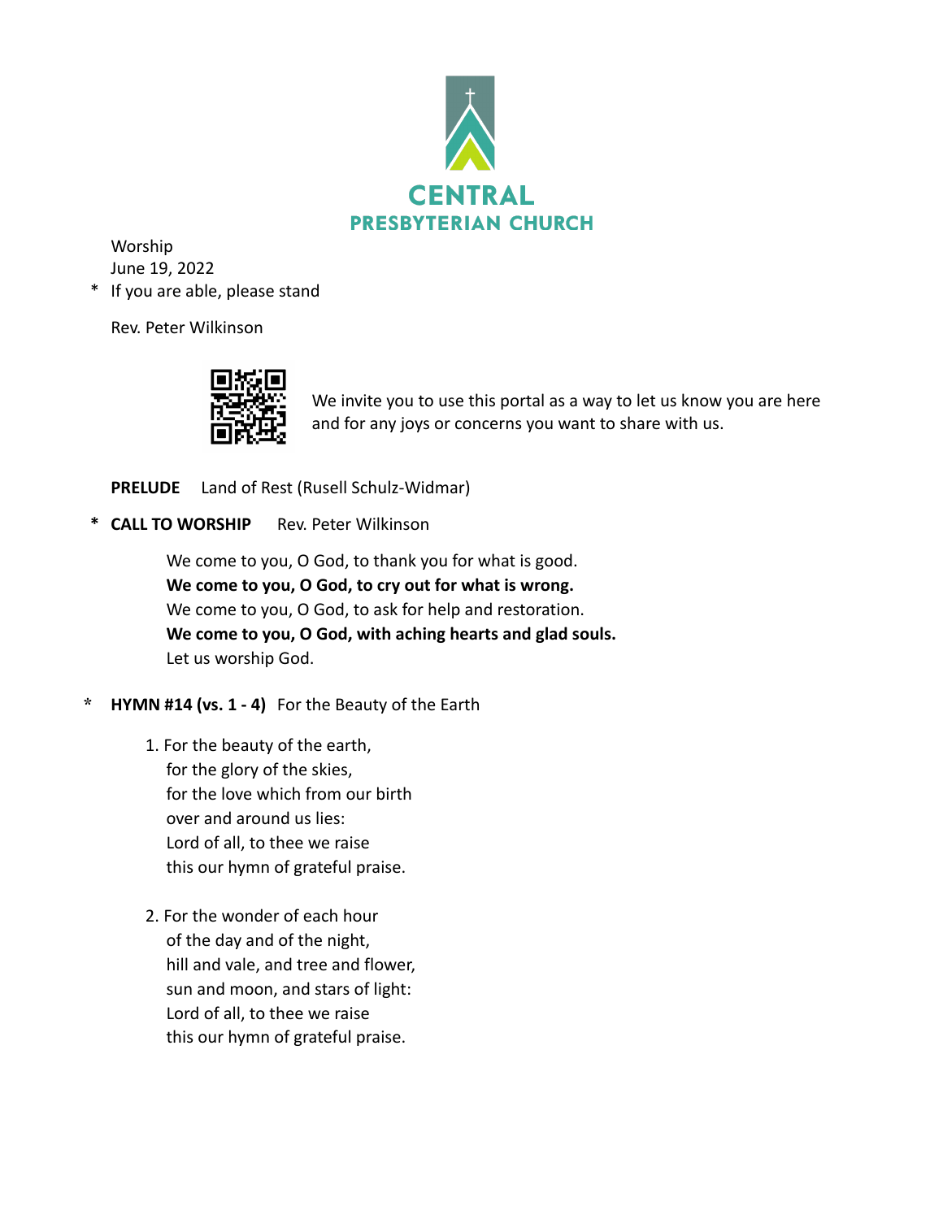# CENTRAL
## PRESBYTERIAN CHURCH

Worship
June 19, 2022
\* If you are able, please stand

Rev. Peter Wilkinson

We invite you to use this portal as a way to let us know you are here and for any joys or concerns you want to share with us.

**PRELUDE** Land of Rest (Rusell Schulz-Widmar)

\* **CALL TO WORSHIP** Rev. Peter Wilkinson

We come to you, O God, to thank you for what is good.
**We come to you, O God, to cry out for what is wrong.**
We come to you, O God, to ask for help and restoration.
**We come to you, O God, with aching hearts and glad souls.**
Let us worship God.

\* **HYMN #14 (vs. 1 - 4)** For the Beauty of the Earth

1. For the beauty of the earth,
   for the glory of the skies,
   for the love which from our birth
   over and around us lies:
   Lord of all, to thee we raise
   this our hymn of grateful praise.

2. For the wonder of each hour
   of the day and of the night,
   hill and vale, and tree and flower,
   sun and moon, and stars of light:
   Lord of all, to thee we raise
   this our hymn of grateful praise.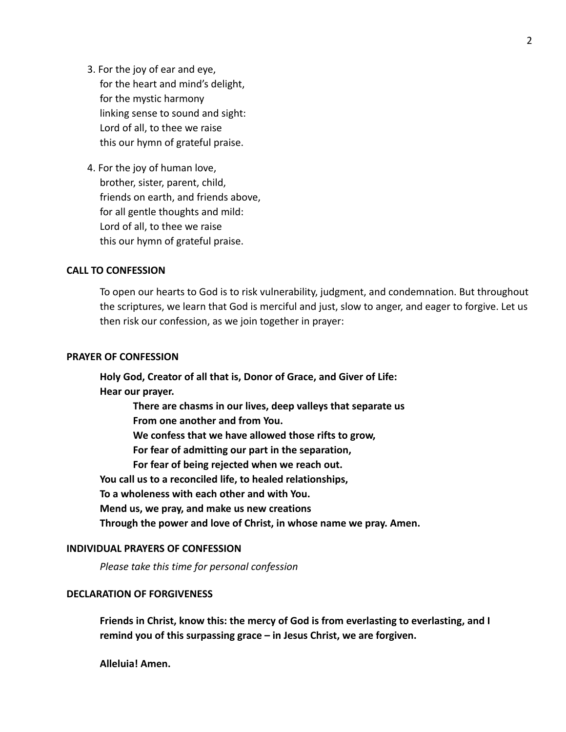3. For the joy of ear and eye,  
   for the heart and mind's delight,  
   for the mystic harmony  
   linking sense to sound and sight:  
   Lord of all, to thee we raise  
   this our hymn of grateful praise.

4. For the joy of human love,  
   brother, sister, parent, child,  
   friends on earth, and friends above,  
   for all gentle thoughts and mild:  
   Lord of all, to thee we raise  
   this our hymn of grateful praise.

**CALL TO CONFESSION**

To open our hearts to God is to risk vulnerability, judgment, and condemnation. But throughout the scriptures, we learn that God is merciful and just, slow to anger, and eager to forgive. Let us then risk our confession, as we join together in prayer:

**PRAYER OF CONFESSION**

**Holy God, Creator of all that is, Donor of Grace, and Giver of Life:**  
**Hear our prayer.**  
**There are chasms in our lives, deep valleys that separate us**  
**From one another and from You.**  
**We confess that we have allowed those rifts to grow,**  
**For fear of admitting our part in the separation,**  
**For fear of being rejected when we reach out.**  
**You call us to a reconciled life, to healed relationships,**  
**To a wholeness with each other and with You.**  
**Mend us, we pray, and make us new creations**  
**Through the power and love of Christ, in whose name we pray. Amen.**

**INDIVIDUAL PRAYERS OF CONFESSION**

*Please take this time for personal confession*

**DECLARATION OF FORGIVENESS**

**Friends in Christ, know this: the mercy of God is from everlasting to everlasting, and I remind you of this surpassing grace – in Jesus Christ, we are forgiven.**

**Alleluia! Amen.**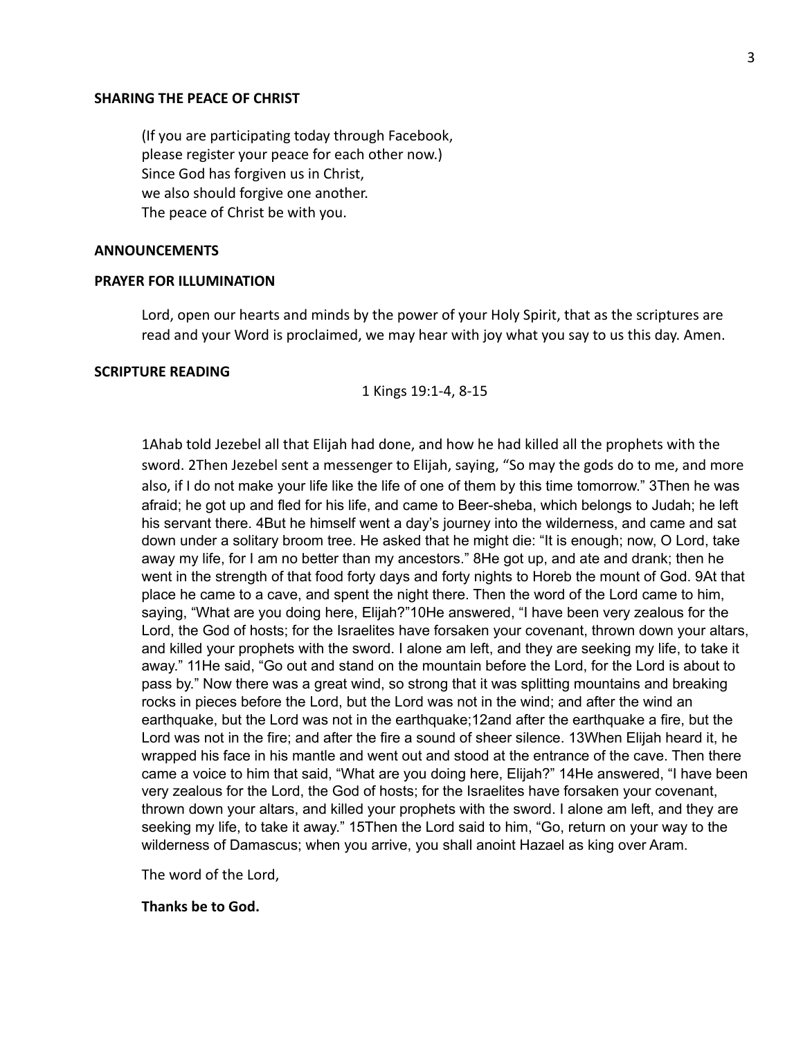**SHARING THE PEACE OF CHRIST**

(If you are participating today through Facebook,
please register your peace for each other now.)
Since God has forgiven us in Christ,
we also should forgive one another.
The peace of Christ be with you.

**ANNOUNCEMENTS**

**PRAYER FOR ILLUMINATION**

Lord, open our hearts and minds by the power of your Holy Spirit, that as the scriptures are read and your Word is proclaimed, we may hear with joy what you say to us this day. Amen.

**SCRIPTURE READING**

1 Kings 19:1-4, 8-15

1Ahab told Jezebel all that Elijah had done, and how he had killed all the prophets with the sword. 2Then Jezebel sent a messenger to Elijah, saying, "So may the gods do to me, and more also, if I do not make your life like the life of one of them by this time tomorrow." 3Then he was afraid; he got up and fled for his life, and came to Beer-sheba, which belongs to Judah; he left his servant there. 4But he himself went a day's journey into the wilderness, and came and sat down under a solitary broom tree. He asked that he might die: "It is enough; now, O Lord, take away my life, for I am no better than my ancestors." 8He got up, and ate and drank; then he went in the strength of that food forty days and forty nights to Horeb the mount of God. 9At that place he came to a cave, and spent the night there. Then the word of the Lord came to him, saying, "What are you doing here, Elijah?"10He answered, "I have been very zealous for the Lord, the God of hosts; for the Israelites have forsaken your covenant, thrown down your altars, and killed your prophets with the sword. I alone am left, and they are seeking my life, to take it away." 11He said, "Go out and stand on the mountain before the Lord, for the Lord is about to pass by." Now there was a great wind, so strong that it was splitting mountains and breaking rocks in pieces before the Lord, but the Lord was not in the wind; and after the wind an earthquake, but the Lord was not in the earthquake;12and after the earthquake a fire, but the Lord was not in the fire; and after the fire a sound of sheer silence. 13When Elijah heard it, he wrapped his face in his mantle and went out and stood at the entrance of the cave. Then there came a voice to him that said, "What are you doing here, Elijah?" 14He answered, "I have been very zealous for the Lord, the God of hosts; for the Israelites have forsaken your covenant, thrown down your altars, and killed your prophets with the sword. I alone am left, and they are seeking my life, to take it away." 15Then the Lord said to him, "Go, return on your way to the wilderness of Damascus; when you arrive, you shall anoint Hazael as king over Aram.

The word of the Lord,

**Thanks be to God.**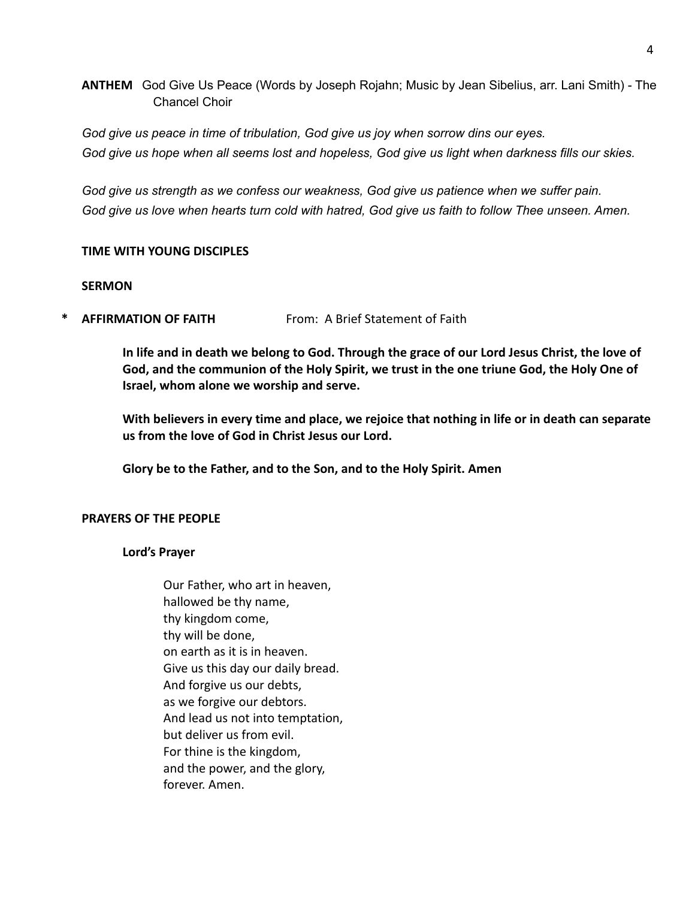**ANTHEM** God Give Us Peace (Words by Joseph Rojahn; Music by Jean Sibelius, arr. Lani Smith) - The Chancel Choir

*God give us peace in time of tribulation, God give us joy when sorrow dins our eyes.*
*God give us hope when all seems lost and hopeless, God give us light when darkness fills our skies.*

*God give us strength as we confess our weakness, God give us patience when we suffer pain.*
*God give us love when hearts turn cold with hatred, God give us faith to follow Thee unseen. Amen.*

**TIME WITH YOUNG DISCIPLES**

**SERMON**

\* **AFFIRMATION OF FAITH** From: A Brief Statement of Faith

**In life and in death we belong to God. Through the grace of our Lord Jesus Christ, the love of God, and the communion of the Holy Spirit, we trust in the one triune God, the Holy One of Israel, whom alone we worship and serve.**

**With believers in every time and place, we rejoice that nothing in life or in death can separate us from the love of God in Christ Jesus our Lord.**

**Glory be to the Father, and to the Son, and to the Holy Spirit. Amen**

**PRAYERS OF THE PEOPLE**

**Lord's Prayer**

Our Father, who art in heaven,
hallowed be thy name,
thy kingdom come,
thy will be done,
on earth as it is in heaven.
Give us this day our daily bread.
And forgive us our debts,
as we forgive our debtors.
And lead us not into temptation,
but deliver us from evil.
For thine is the kingdom,
and the power, and the glory,
forever. Amen.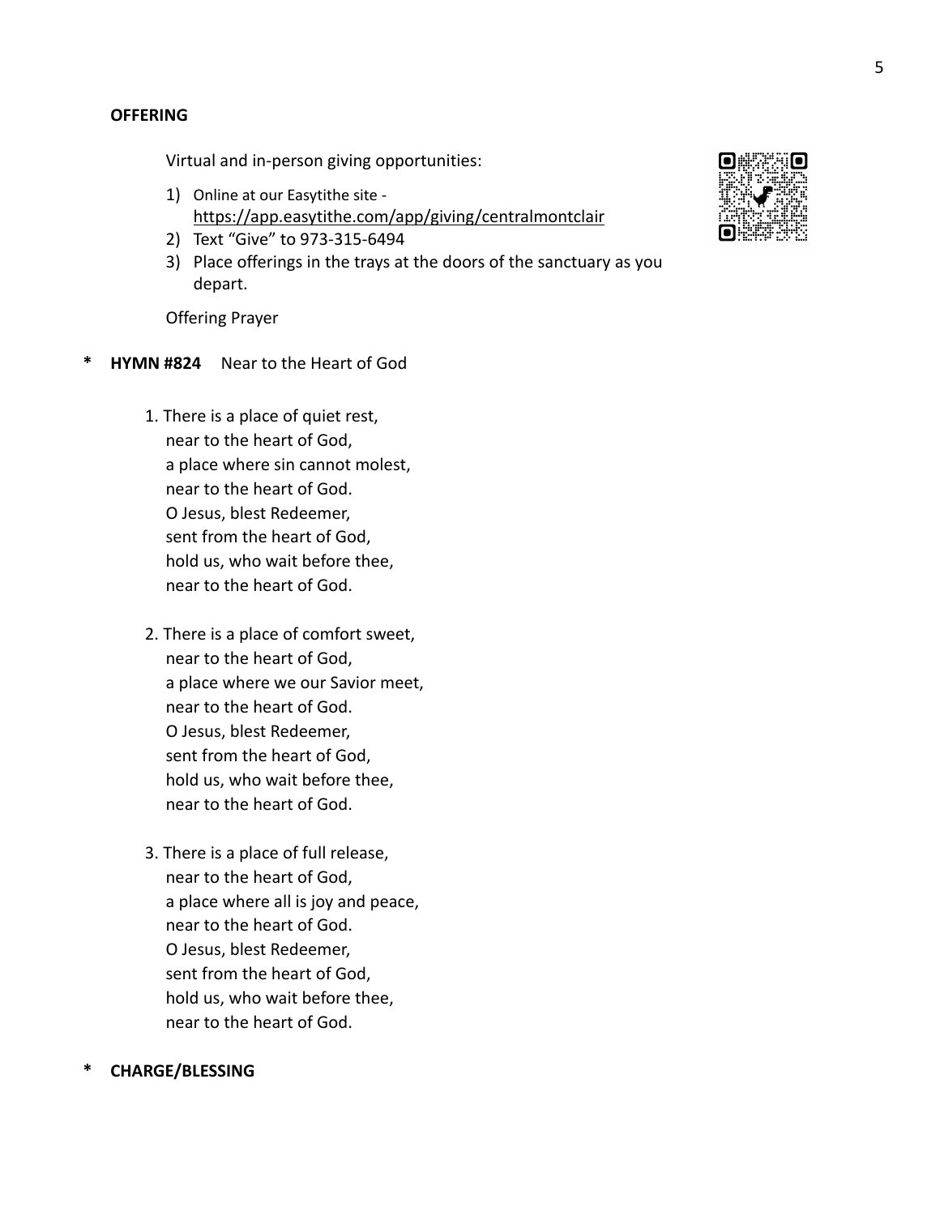**OFFERING**

Virtual and in-person giving opportunities:

1) Online at our Easytithe site - https://app.easytithe.com/app/giving/centralmontclair
2) Text "Give" to 973-315-6494
3) Place offerings in the trays at the doors of the sanctuary as you depart.

Offering Prayer

\* **HYMN #824** Near to the Heart of God

1. There is a place of quiet rest,
   near to the heart of God,
   a place where sin cannot molest,
   near to the heart of God.
   O Jesus, blest Redeemer,
   sent from the heart of God,
   hold us, who wait before thee,
   near to the heart of God.

2. There is a place of comfort sweet,
   near to the heart of God,
   a place where we our Savior meet,
   near to the heart of God.
   O Jesus, blest Redeemer,
   sent from the heart of God,
   hold us, who wait before thee,
   near to the heart of God.

3. There is a place of full release,
   near to the heart of God,
   a place where all is joy and peace,
   near to the heart of God.
   O Jesus, blest Redeemer,
   sent from the heart of God,
   hold us, who wait before thee,
   near to the heart of God.

\* **CHARGE/BLESSING**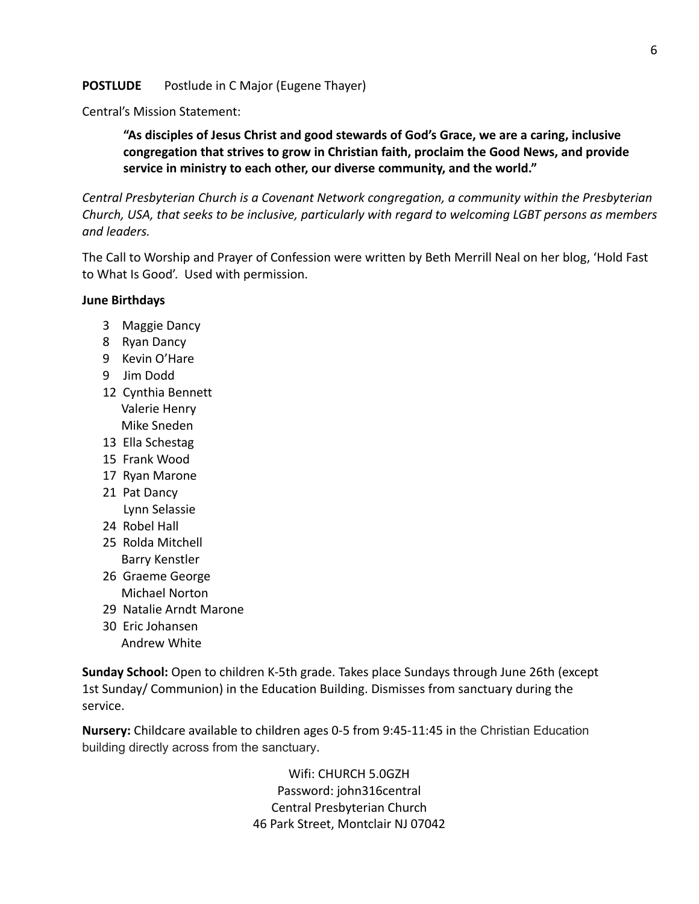**POSTLUDE** Postlude in C Major (Eugene Thayer)

Central's Mission Statement:

> **"As disciples of Jesus Christ and good stewards of God's Grace, we are a caring, inclusive congregation that strives to grow in Christian faith, proclaim the Good News, and provide service in ministry to each other, our diverse community, and the world."**

*Central Presbyterian Church is a Covenant Network congregation, a community within the Presbyterian Church, USA, that seeks to be inclusive, particularly with regard to welcoming LGBT persons as members and leaders.*

The Call to Worship and Prayer of Confession were written by Beth Merrill Neal on her blog, 'Hold Fast to What Is Good'. Used with permission.

**June Birthdays**

- 3 Maggie Dancy
- 8 Ryan Dancy
- 9 Kevin O'Hare
- 9 Jim Dodd
- 12 Cynthia Bennett
  Valerie Henry
  Mike Sneden
- 13 Ella Schestag
- 15 Frank Wood
- 17 Ryan Marone
- 21 Pat Dancy
  Lynn Selassie
- 24 Robel Hall
- 25 Rolda Mitchell
  Barry Kenstler
- 26 Graeme George
  Michael Norton
- 29 Natalie Arndt Marone
- 30 Eric Johansen
  Andrew White

**Sunday School:** Open to children K-5th grade. Takes place Sundays through June 26th (except 1st Sunday/ Communion) in the Education Building. Dismisses from sanctuary during the service.

**Nursery:** Childcare available to children ages 0-5 from 9:45-11:45 in the Christian Education building directly across from the sanctuary.

Wifi: CHURCH 5.0GZH
Password: john316central
Central Presbyterian Church
46 Park Street, Montclair NJ 07042